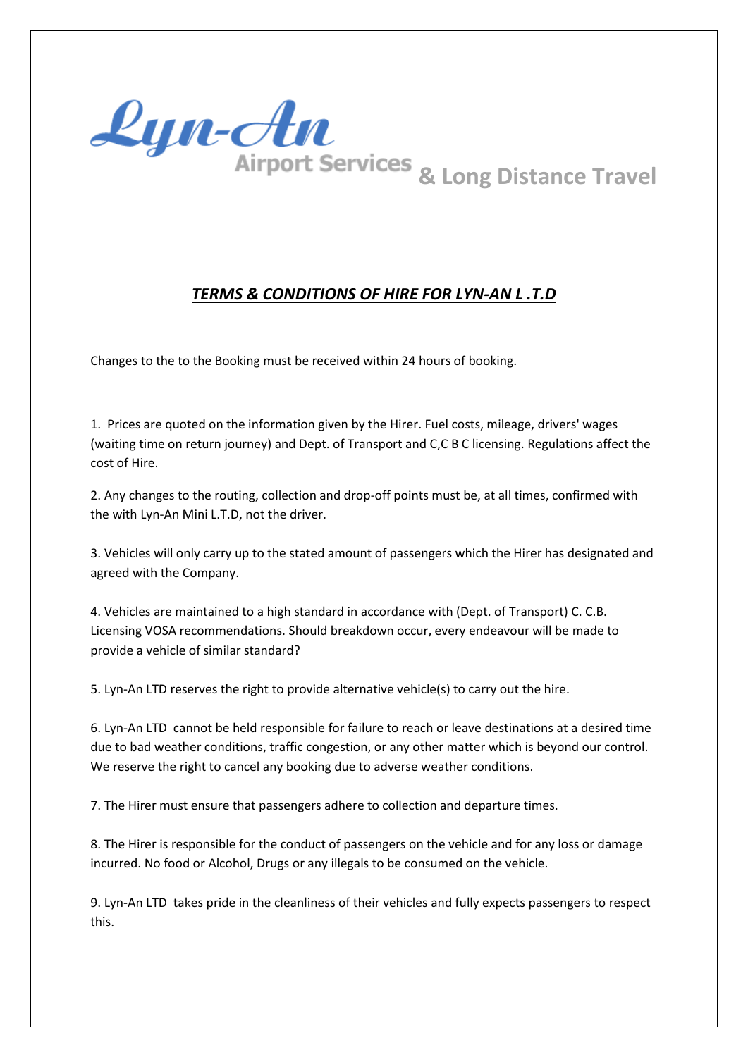Lyn-An Airport Services & Long Distance Travel

## ***TERMS & CONDITIONS OF HIRE FOR LYN-AN L .T.D***

Changes to the to the Booking must be received within 24 hours of booking.

1. Prices are quoted on the information given by the Hirer. Fuel costs, mileage, drivers' wages (waiting time on return journey) and Dept. of Transport and C,C B C licensing. Regulations affect the cost of Hire.

2. Any changes to the routing, collection and drop-off points must be, at all times, confirmed with the with Lyn-An Mini L.T.D, not the driver.

3. Vehicles will only carry up to the stated amount of passengers which the Hirer has designated and agreed with the Company.

4. Vehicles are maintained to a high standard in accordance with (Dept. of Transport) C. C.B. Licensing VOSA recommendations. Should breakdown occur, every endeavour will be made to provide a vehicle of similar standard?

5. Lyn-An LTD reserves the right to provide alternative vehicle(s) to carry out the hire.

6. Lyn-An LTD cannot be held responsible for failure to reach or leave destinations at a desired time due to bad weather conditions, traffic congestion, or any other matter which is beyond our control. We reserve the right to cancel any booking due to adverse weather conditions.

7. The Hirer must ensure that passengers adhere to collection and departure times.

8. The Hirer is responsible for the conduct of passengers on the vehicle and for any loss or damage incurred. No food or Alcohol, Drugs or any illegals to be consumed on the vehicle.

9. Lyn-An LTD takes pride in the cleanliness of their vehicles and fully expects passengers to respect this.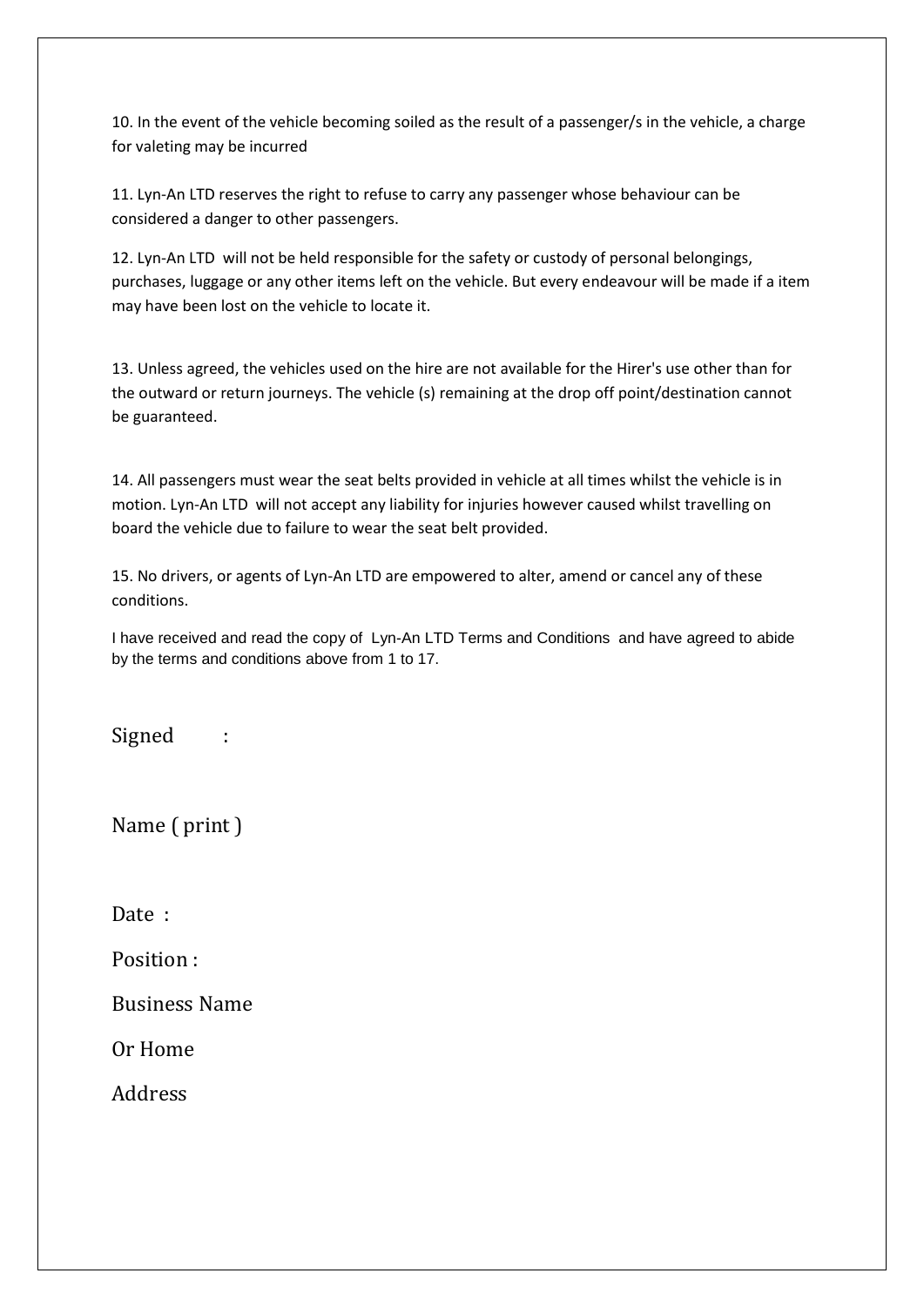10. In the event of the vehicle becoming soiled as the result of a passenger/s in the vehicle, a charge for valeting may be incurred

11. Lyn-An LTD reserves the right to refuse to carry any passenger whose behaviour can be considered a danger to other passengers.

12. Lyn-An LTD will not be held responsible for the safety or custody of personal belongings, purchases, luggage or any other items left on the vehicle. But every endeavour will be made if a item may have been lost on the vehicle to locate it.

13. Unless agreed, the vehicles used on the hire are not available for the Hirer's use other than for the outward or return journeys. The vehicle (s) remaining at the drop off point/destination cannot be guaranteed.

14. All passengers must wear the seat belts provided in vehicle at all times whilst the vehicle is in motion. Lyn-An LTD will not accept any liability for injuries however caused whilst travelling on board the vehicle due to failure to wear the seat belt provided.

15. No drivers, or agents of Lyn-An LTD are empowered to alter, amend or cancel any of these conditions.

I have received and read the copy of Lyn-An LTD Terms and Conditions and have agreed to abide by the terms and conditions above from 1 to 17.

Signed :

Name ( print )

Date :

Position :

Business Name

Or Home

Address